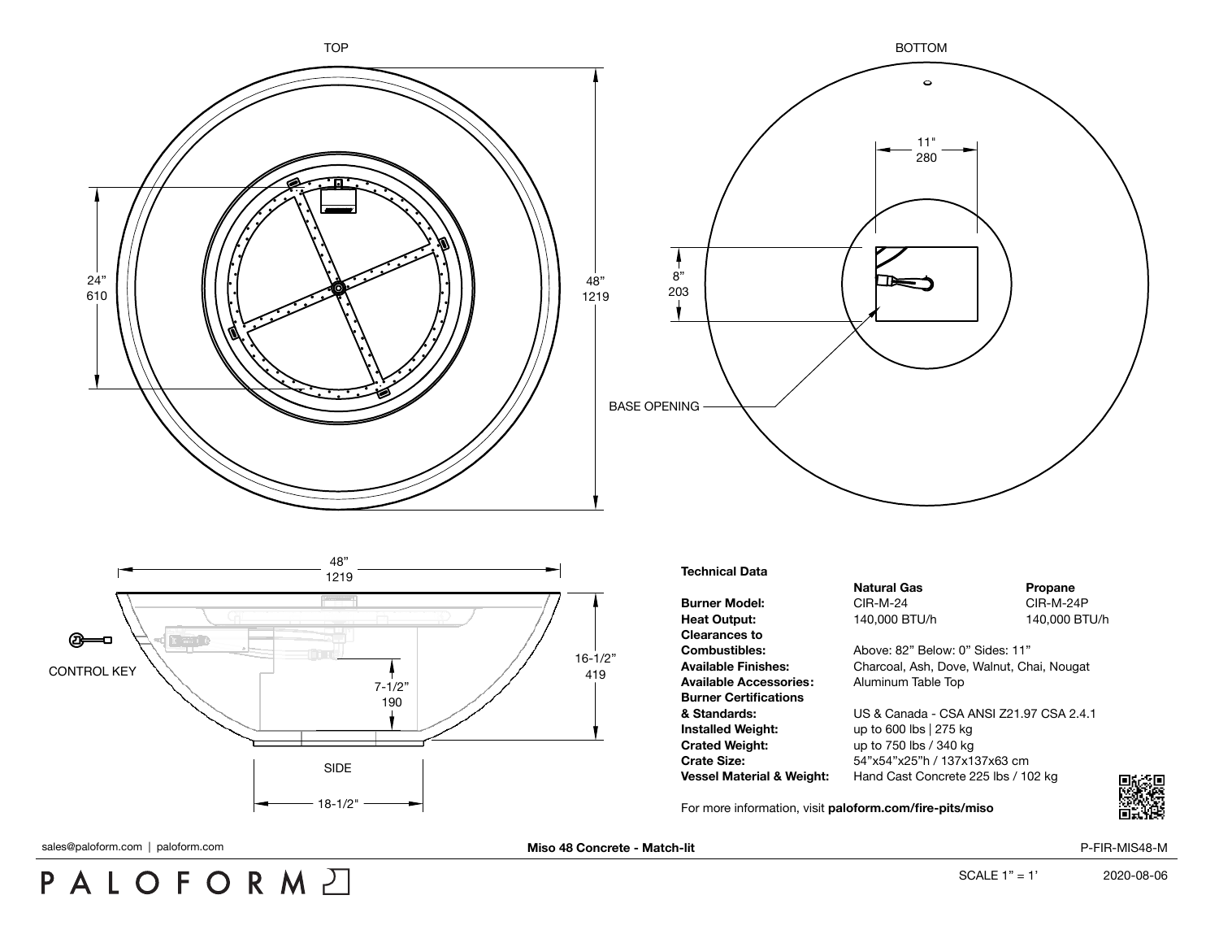TOP

24"
610

48"
1219

BOTTOM

11"
280

8"
203

BASE OPENING

48"
1219

CONTROL KEY

7-1/2"
190

16-1/2"
419

SIDE

18-1/2"

**Technical Data**

| | **Natural Gas** | **Propane** |
|---|---|---|
| **Burner Model:** | CIR-M-24 | CIR-M-24P |
| **Heat Output:** | 140,000 BTU/h | 140,000 BTU/h |
| **Clearances to Combustibles:** | Above: 82" Below: 0" Sides: 11" | |
| **Available Finishes:** | Charcoal, Ash, Dove, Walnut, Chai, Nougat | |
| **Available Accessories:** | Aluminum Table Top | |
| **Burner Certifications & Standards:** | US & Canada - CSA ANSI Z21.97 CSA 2.4.1 | |
| **Installed Weight:** | up to 600 lbs \| 275 kg | |
| **Crated Weight:** | up to 750 lbs / 340 kg | |
| **Crate Size:** | 54"x54"x25"h / 137x137x63 cm | |
| **Vessel Material & Weight:** | Hand Cast Concrete 225 lbs / 102 kg | |

For more information, visit **paloform.com/fire-pits/miso**

sales@paloform.com | paloform.com

**Miso 48 Concrete - Match-lit**

P-FIR-MIS48-M

PALOFORM

SCALE 1" = 1'

2020-08-06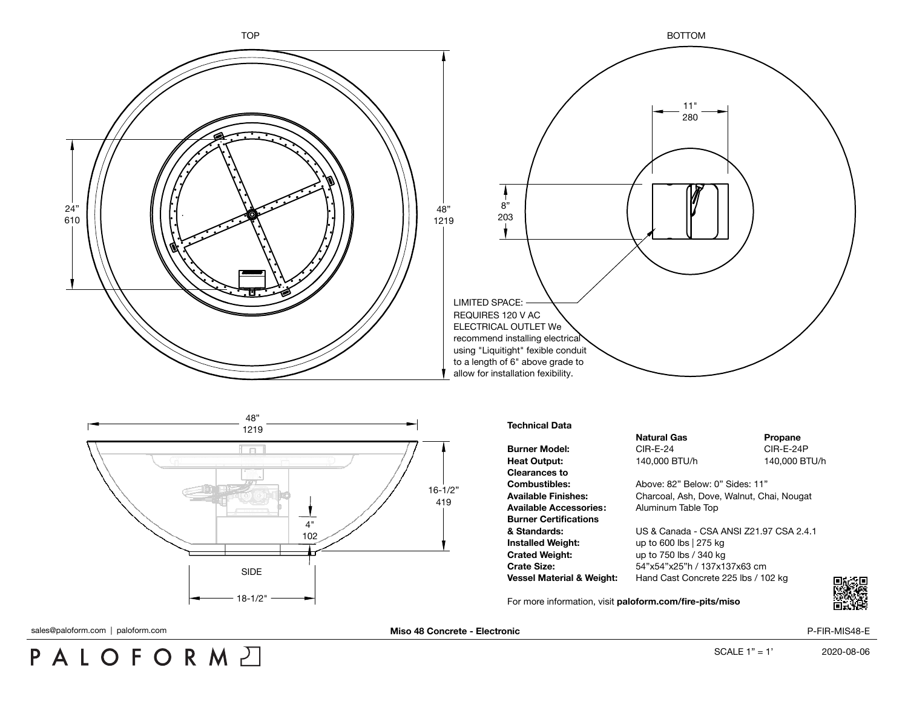TOP

24"
610

48"
1219

BOTTOM

11"
280

8"
203

LIMITED SPACE:
REQUIRES 120 V AC ELECTRICAL OUTLET We recommend installing electrical using "Liquitight" fexible conduit to a length of 6" above grade to allow for installation fexibility.

48"
1219

16-1/2"
419

4"
102

SIDE

18-1/2"

**Technical Data**

| | Natural Gas | Propane |
|---|---|---|
| **Burner Model:** | CIR-E-24 | CIR-E-24P |
| **Heat Output:** | 140,000 BTU/h | 140,000 BTU/h |
| **Clearances to Combustibles:** | Above: 82" Below: 0" Sides: 11" | |
| **Available Finishes:** | Charcoal, Ash, Dove, Walnut, Chai, Nougat | |
| **Available Accessories:** | Aluminum Table Top | |
| **Burner Certifications & Standards:** | US & Canada - CSA ANSI Z21.97 CSA 2.4.1 | |
| **Installed Weight:** | up to 600 lbs \| 275 kg | |
| **Crated Weight:** | up to 750 lbs / 340 kg | |
| **Crate Size:** | 54"x54"x25"h / 137x137x63 cm | |
| **Vessel Material & Weight:** | Hand Cast Concrete 225 lbs / 102 kg | |

For more information, visit **paloform.com/fire-pits/miso**

sales@paloform.com | paloform.com

**Miso 48 Concrete - Electronic**

P-FIR-MIS48-E

PALOFORM

SCALE 1" = 1'

2020-08-06